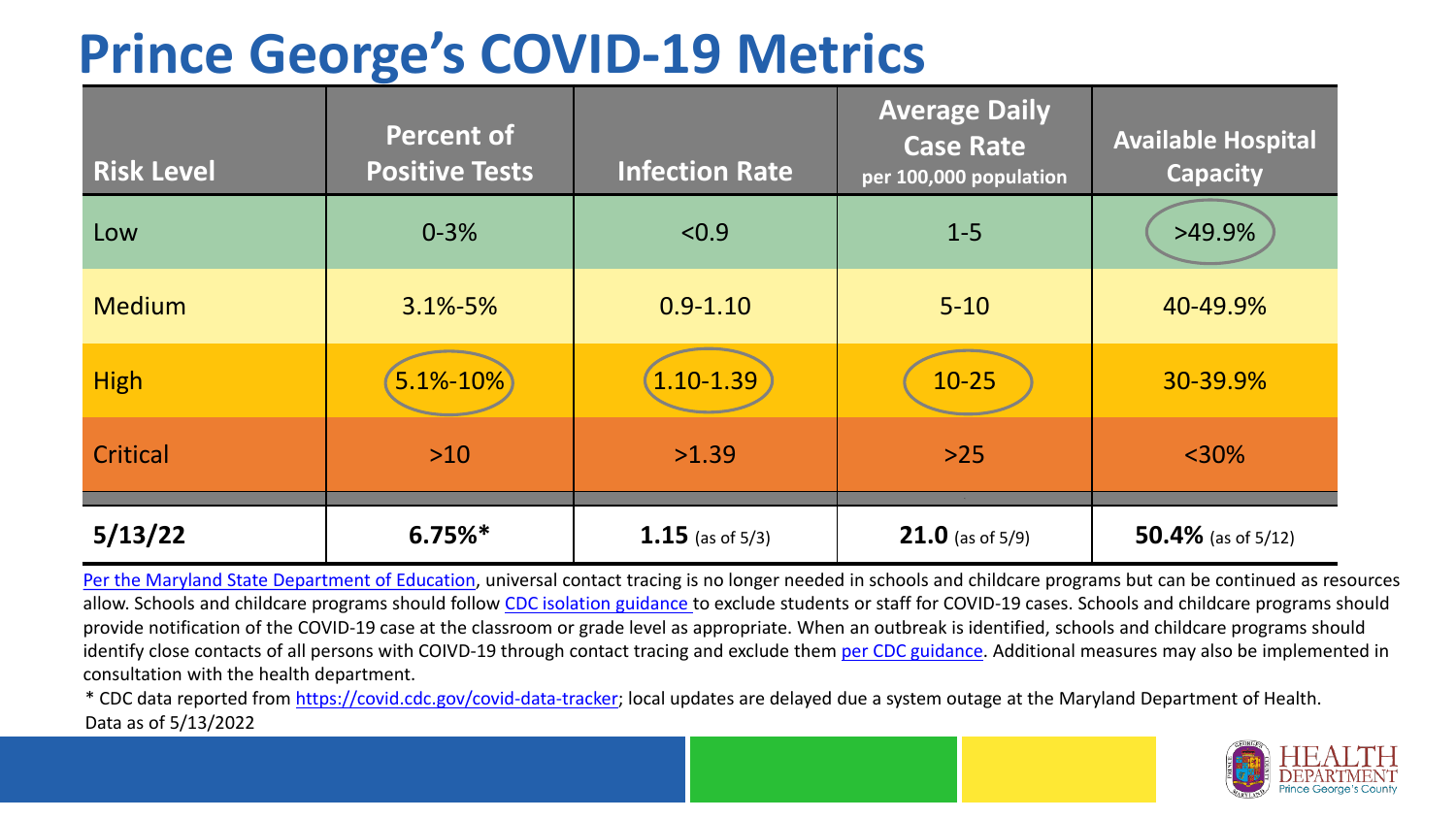# Prince George's COVID-19 Metrics

| Risk Level | Percent of Positive Tests | Infection Rate | Average Daily Case Rate per 100,000 population | Available Hospital Capacity |
|---|---|---|---|---|
| Low | 0-3% | <0.9 | 1-5 | >49.9% |
| Medium | 3.1%-5% | 0.9-1.10 | 5-10 | 40-49.9% |
| High | 5.1%-10% | 1.10-1.39 | 10-25 | 30-39.9% |
| Critical | >10 | >1.39 | >25 | <30% |
| **5/13/22** | **6.75%*** | **1.15** (as of 5/3) | **21.0** (as of 5/9) | **50.4%** (as of 5/12) |

Per the Maryland State Department of Education, universal contact tracing is no longer needed in schools and childcare programs but can be continued as resources allow. Schools and childcare programs should follow CDC isolation guidance to exclude students or staff for COVID-19 cases. Schools and childcare programs should provide notification of the COVID-19 case at the classroom or grade level as appropriate. When an outbreak is identified, schools and childcare programs should identify close contacts of all persons with COIVD-19 through contact tracing and exclude them per CDC guidance. Additional measures may also be implemented in consultation with the health department.

* CDC data reported from https://covid.cdc.gov/covid-data-tracker; local updates are delayed due a system outage at the Maryland Department of Health.

Data as of 5/13/2022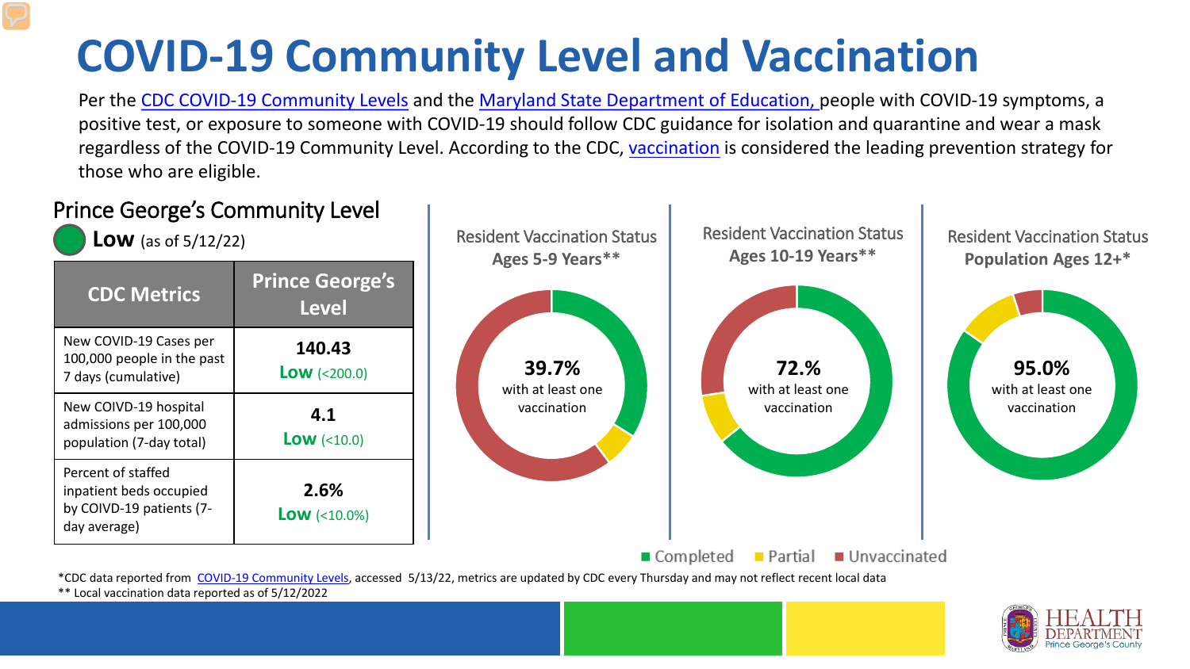# COVID-19 Community Level and Vaccination

Per the CDC COVID-19 Community Levels and the Maryland State Department of Education, people with COVID-19 symptoms, a positive test, or exposure to someone with COVID-19 should follow CDC guidance for isolation and quarantine and wear a mask regardless of the COVID-19 Community Level. According to the CDC, vaccination is considered the leading prevention strategy for those who are eligible.

## Prince George's Community Level

**Low** (as of 5/12/22)

| CDC Metrics | Prince George's Level |
|---|---|
| New COVID-19 Cases per 100,000 people in the past 7 days (cumulative) | **140.43** **Low** (<200.0) |
| New COIVD-19 hospital admissions per 100,000 population (7-day total) | **4.1** **Low** (<10.0) |
| Percent of staffed inpatient beds occupied by COIVD-19 patients (7-day average) | **2.6%** **Low** (<10.0%) |

Resident Vaccination Status **Ages 5-9 Years****

**39.7%** with at least one vaccination

Resident Vaccination Status **Ages 10-19 Years****

**72.%** with at least one vaccination

Resident Vaccination Status **Population Ages 12+***

**95.0%** with at least one vaccination

Completed | Partial | Unvaccinated

*CDC data reported from COVID-19 Community Levels, accessed 5/13/22, metrics are updated by CDC every Thursday and may not reflect recent local data

** Local vaccination data reported as of 5/12/2022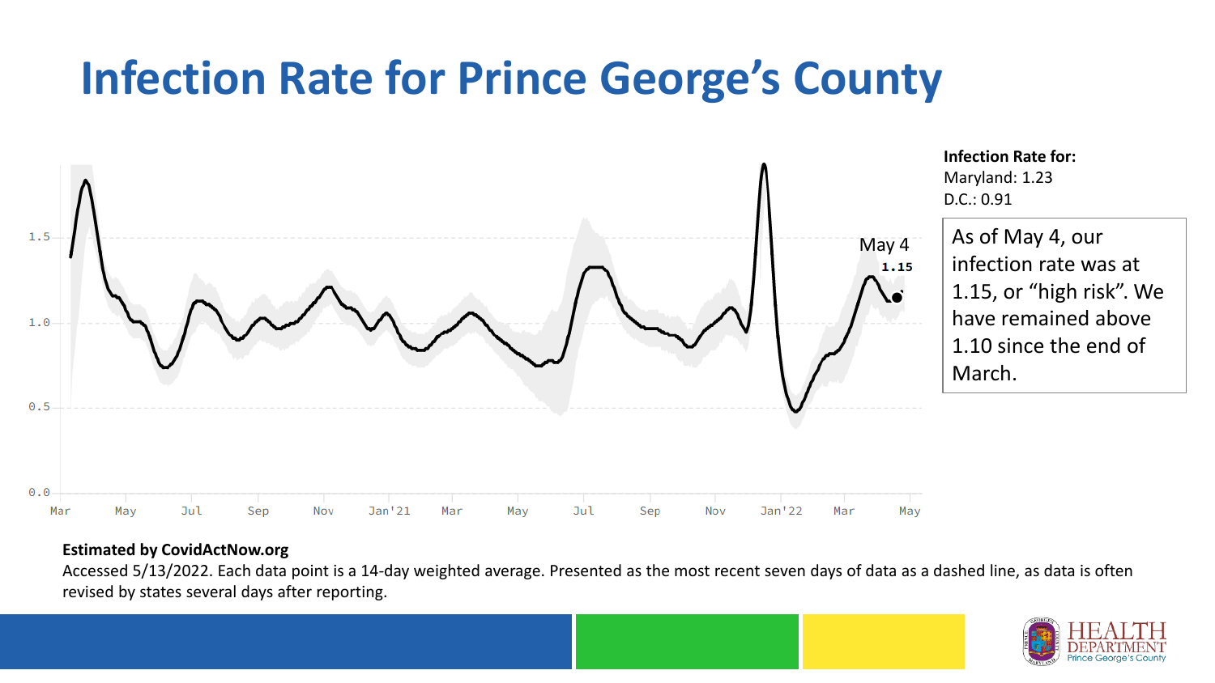# Infection Rate for Prince George's County

**Infection Rate for:**
Maryland: 1.23
D.C.: 0.91

As of May 4, our infection rate was at 1.15, or "high risk". We have remained above 1.10 since the end of March.

**Estimated by CovidActNow.org**

Accessed 5/13/2022. Each data point is a 14-day weighted average. Presented as the most recent seven days of data as a dashed line, as data is often revised by states several days after reporting.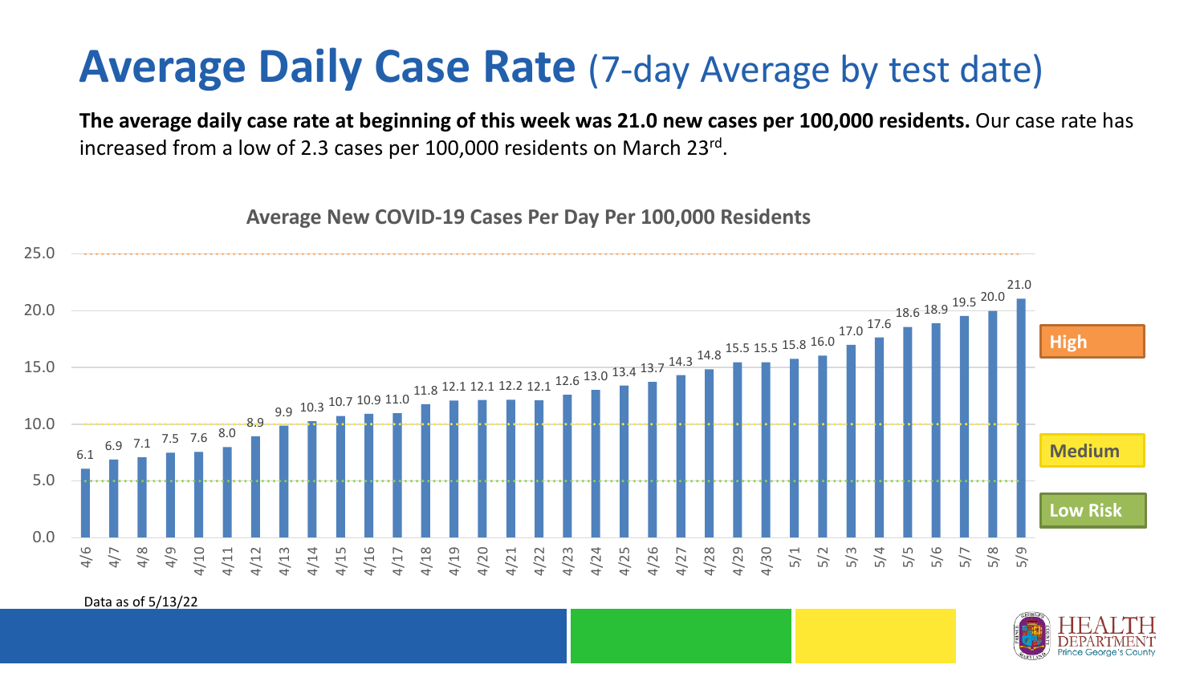# Average Daily Case Rate (7-day Average by test date)

**The average daily case rate at beginning of this week was 21.0 new cases per 100,000 residents.** Our case rate has increased from a low of 2.3 cases per 100,000 residents on March 23rd.

**Average New COVID-19 Cases Per Day Per 100,000 Residents**

| Date | Cases per 100,000 |
|---|---|
| 4/6 | 6.1 |
| 4/7 | 6.9 |
| 4/8 | 7.1 |
| 4/9 | 7.5 |
| 4/10 | 7.6 |
| 4/11 | 8.0 |
| 4/12 | 8.9 |
| 4/13 | 9.9 |
| 4/14 | 10.3 |
| 4/15 | 10.7 |
| 4/16 | 10.9 |
| 4/17 | 11.0 |
| 4/18 | 11.8 |
| 4/19 | 12.1 |
| 4/20 | 12.1 |
| 4/21 | 12.2 |
| 4/22 | 12.1 |
| 4/23 | 12.6 |
| 4/24 | 13.0 |
| 4/25 | 13.4 |
| 4/26 | 13.7 |
| 4/27 | 14.3 |
| 4/28 | 14.8 |
| 4/29 | 15.5 |
| 4/30 | 15.5 |
| 5/1 | 15.8 |
| 5/2 | 16.0 |
| 5/3 | 17.0 |
| 5/4 | 17.6 |
| 5/5 | 18.6 |
| 5/6 | 18.9 |
| 5/7 | 19.5 |
| 5/8 | 20.0 |
| 5/9 | 21.0 |

High | Medium | Low Risk

Data as of 5/13/22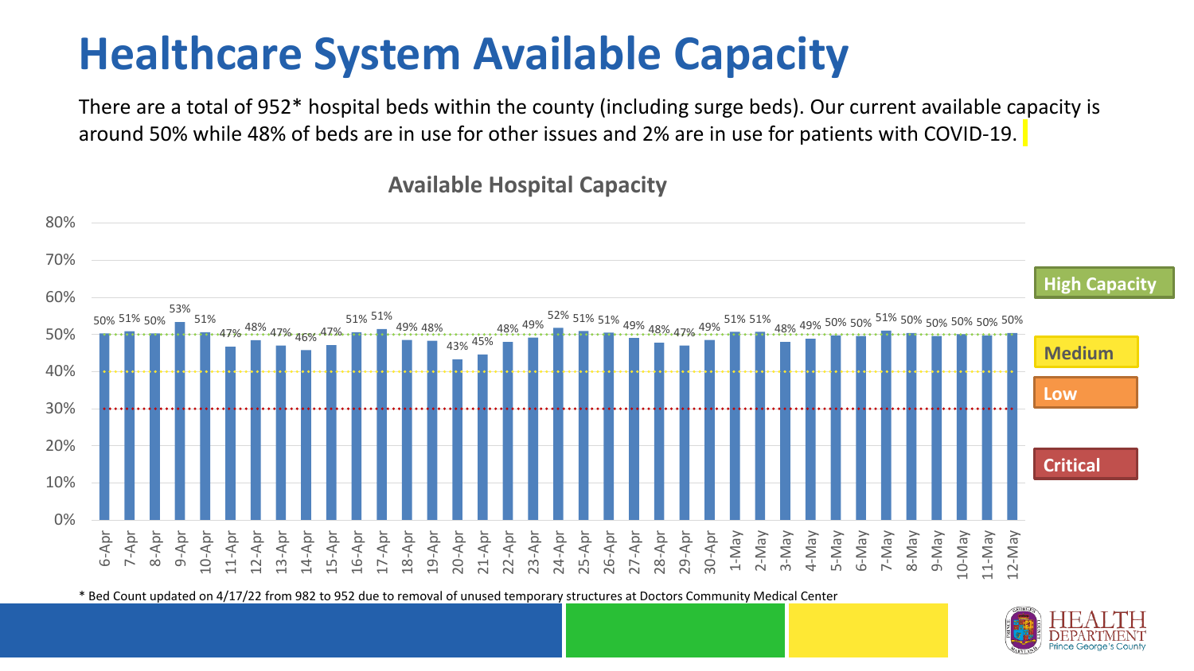# Healthcare System Available Capacity

There are a total of 952* hospital beds within the county (including surge beds). Our current available capacity is around 50% while 48% of beds are in use for other issues and 2% are in use for patients with COVID-19.

**Available Hospital Capacity**

80%
70%
60%
50%
40%
30%
20%
10%
0%

50% 51% 50% 53% 51% 47% 48% 47% 46% 47% 51% 51% 49% 48% 43% 45% 48% 49% 52% 51% 51% 49% 48% 47% 49% 51% 51% 48% 49% 50% 50% 51% 50% 50% 50% 50% 50%

6-Apr 7-Apr 8-Apr 9-Apr 10-Apr 11-Apr 12-Apr 13-Apr 14-Apr 15-Apr 16-Apr 17-Apr 18-Apr 19-Apr 20-Apr 21-Apr 22-Apr 23-Apr 24-Apr 25-Apr 26-Apr 27-Apr 28-Apr 29-Apr 30-Apr 1-May 2-May 3-May 4-May 5-May 6-May 7-May 8-May 9-May 10-May 11-May 12-May

High Capacity

Medium

Low

Critical

* Bed Count updated on 4/17/22 from 982 to 952 due to removal of unused temporary structures at Doctors Community Medical Center